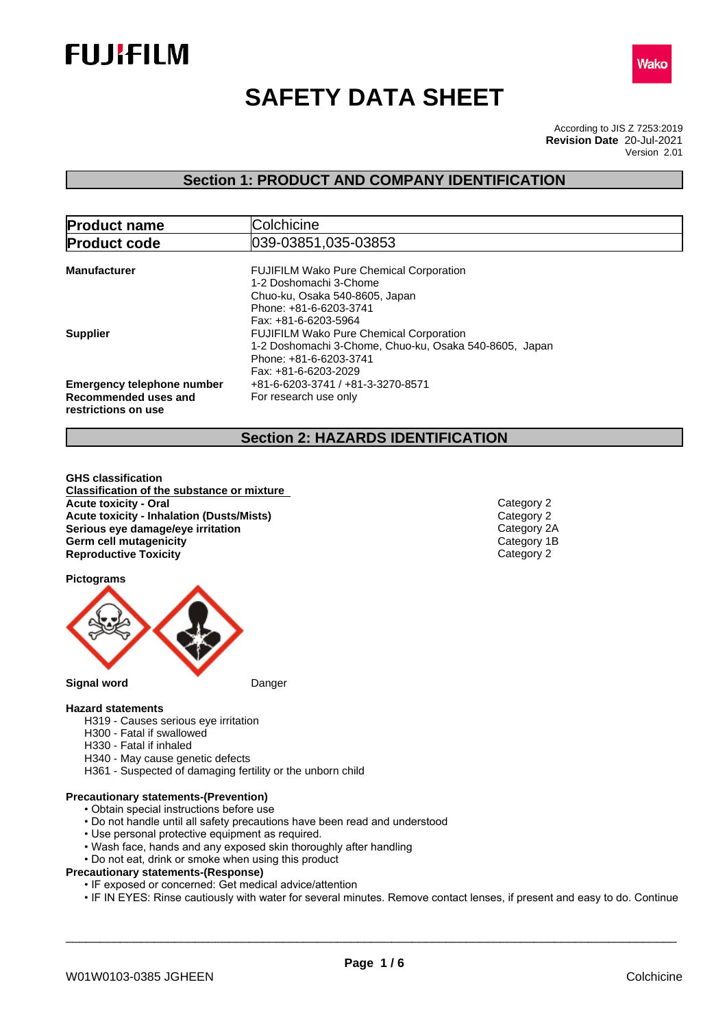# SAFETY DATA SHEET

According to JIS Z 7253:2019
**Revision Date** 20-Jul-2021
Version 2.01

## Section 1: PRODUCT AND COMPANY IDENTIFICATION

| **Product name** | Colchicine |
|---|---|
| **Product code** | 039-03851,035-03853 |

**Manufacturer**
FUJIFILM Wako Pure Chemical Corporation
1-2 Doshomachi 3-Chome
Chuo-ku, Osaka 540-8605, Japan
Phone: +81-6-6203-3741
Fax: +81-6-6203-5964

**Supplier**
FUJIFILM Wako Pure Chemical Corporation
1-2 Doshomachi 3-Chome, Chuo-ku, Osaka 540-8605, Japan
Phone: +81-6-6203-3741
Fax: +81-6-6203-2029

**Emergency telephone number** +81-6-6203-3741 / +81-3-3270-8571

**Recommended uses and restrictions on use** For research use only

## Section 2: HAZARDS IDENTIFICATION

**GHS classification**

**Classification of the substance or mixture**

| | |
|---|---|
| **Acute toxicity - Oral** | Category 2 |
| **Acute toxicity - Inhalation (Dusts/Mists)** | Category 2 |
| **Serious eye damage/eye irritation** | Category 2A |
| **Germ cell mutagenicity** | Category 1B |
| **Reproductive Toxicity** | Category 2 |

**Pictograms**

**Signal word** Danger

**Hazard statements**

H319 - Causes serious eye irritation
H300 - Fatal if swallowed
H330 - Fatal if inhaled
H340 - May cause genetic defects
H361 - Suspected of damaging fertility or the unborn child

**Precautionary statements-(Prevention)**

- Obtain special instructions before use
- Do not handle until all safety precautions have been read and understood
- Use personal protective equipment as required.
- Wash face, hands and any exposed skin thoroughly after handling
- Do not eat, drink or smoke when using this product

**Precautionary statements-(Response)**

- IF exposed or concerned: Get medical advice/attention
- IF IN EYES: Rinse cautiously with water for several minutes. Remove contact lenses, if present and easy to do. Continue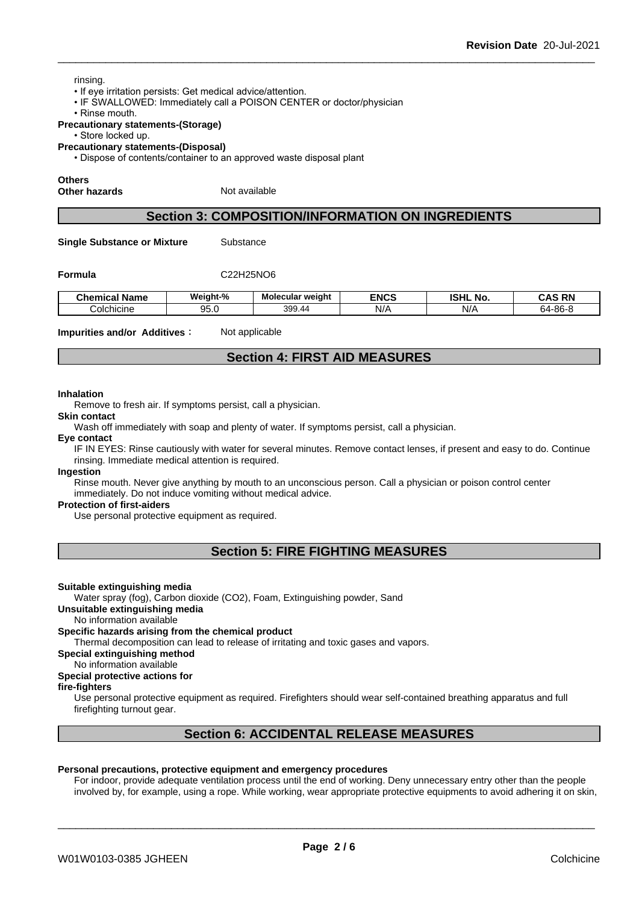rinsing.

- If eye irritation persists: Get medical advice/attention.
- IF SWALLOWED: Immediately call a POISON CENTER or doctor/physician
- Rinse mouth.

**Precautionary statements-(Storage)**

- Store locked up.

**Precautionary statements-(Disposal)**

- Dispose of contents/container to an approved waste disposal plant

**Others**

**Other hazards** Not available

## Section 3: COMPOSITION/INFORMATION ON INGREDIENTS

**Single Substance or Mixture** Substance

**Formula** C22H25NO6

| Chemical Name | Weight-% | Molecular weight | ENCS | ISHL No. | CAS RN |
|---|---|---|---|---|---|
| Colchicine | 95.0 | 399.44 | N/A | N/A | 64-86-8 |

**Impurities and/or Additives:** Not applicable

## Section 4: FIRST AID MEASURES

**Inhalation**

Remove to fresh air. If symptoms persist, call a physician.

**Skin contact**

Wash off immediately with soap and plenty of water. If symptoms persist, call a physician.

**Eye contact**

IF IN EYES: Rinse cautiously with water for several minutes. Remove contact lenses, if present and easy to do. Continue rinsing. Immediate medical attention is required.

**Ingestion**

Rinse mouth. Never give anything by mouth to an unconscious person. Call a physician or poison control center immediately. Do not induce vomiting without medical advice.

**Protection of first-aiders**

Use personal protective equipment as required.

## Section 5: FIRE FIGHTING MEASURES

**Suitable extinguishing media**

Water spray (fog), Carbon dioxide (CO2), Foam, Extinguishing powder, Sand

**Unsuitable extinguishing media**

No information available

**Specific hazards arising from the chemical product**

Thermal decomposition can lead to release of irritating and toxic gases and vapors.

**Special extinguishing method**

No information available

**Special protective actions for fire-fighters**

Use personal protective equipment as required. Firefighters should wear self-contained breathing apparatus and full firefighting turnout gear.

## Section 6: ACCIDENTAL RELEASE MEASURES

**Personal precautions, protective equipment and emergency procedures**

For indoor, provide adequate ventilation process until the end of working. Deny unnecessary entry other than the people involved by, for example, using a rope. While working, wear appropriate protective equipments to avoid adhering it on skin,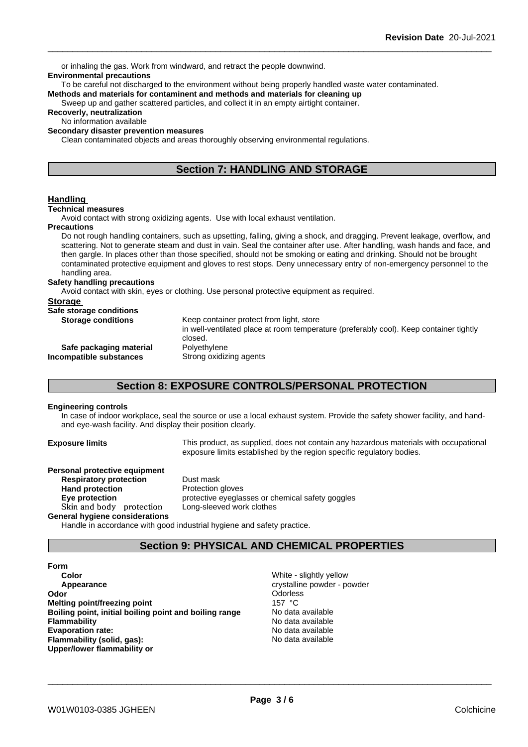or inhaling the gas. Work from windward, and retract the people downwind.

**Environmental precautions**

To be careful not discharged to the environment without being properly handled waste water contaminated.

**Methods and materials for contaminent and methods and materials for cleaning up**

Sweep up and gather scattered particles, and collect it in an empty airtight container.

**Recoverly, neutralization**

No information available

**Secondary disaster prevention measures**

Clean contaminated objects and areas thoroughly observing environmental regulations.

## Section 7: HANDLING AND STORAGE

### Handling

**Technical measures**

Avoid contact with strong oxidizing agents. Use with local exhaust ventilation.

**Precautions**

Do not rough handling containers, such as upsetting, falling, giving a shock, and dragging. Prevent leakage, overflow, and scattering. Not to generate steam and dust in vain. Seal the container after use. After handling, wash hands and face, and then gargle. In places other than those specified, should not be smoking or eating and drinking. Should not be brought contaminated protective equipment and gloves to rest stops. Deny unnecessary entry of non-emergency personnel to the handling area.

**Safety handling precautions**

Avoid contact with skin, eyes or clothing. Use personal protective equipment as required.

### Storage

**Safe storage conditions**

**Storage conditions** Keep container protect from light, store in well-ventilated place at room temperature (preferably cool). Keep container tightly closed.

**Safe packaging material** Polyethylene

**Incompatible substances** Strong oxidizing agents

## Section 8: EXPOSURE CONTROLS/PERSONAL PROTECTION

**Engineering controls**

In case of indoor workplace, seal the source or use a local exhaust system. Provide the safety shower facility, and hand- and eye-wash facility. And display their position clearly.

**Exposure limits** This product, as supplied, does not contain any hazardous materials with occupational exposure limits established by the region specific regulatory bodies.

**Personal protective equipment**

**Respiratory protection** Dust mask

**Hand protection** Protection gloves

**Eye protection** protective eyeglasses or chemical safety goggles

**Skin and body protection** Long-sleeved work clothes

**General hygiene considerations**

Handle in accordance with good industrial hygiene and safety practice.

## Section 9: PHYSICAL AND CHEMICAL PROPERTIES

**Form**

| | |
|---|---|
| **Color** | White - slightly yellow |
| **Appearance** | crystalline powder - powder |
| **Odor** | Odorless |
| **Melting point/freezing point** | 157 °C |
| **Boiling point, initial boiling point and boiling range** | No data available |
| **Flammability** | No data available |
| **Evaporation rate:** | No data available |
| **Flammability (solid, gas):** | No data available |
| **Upper/lower flammability or** | |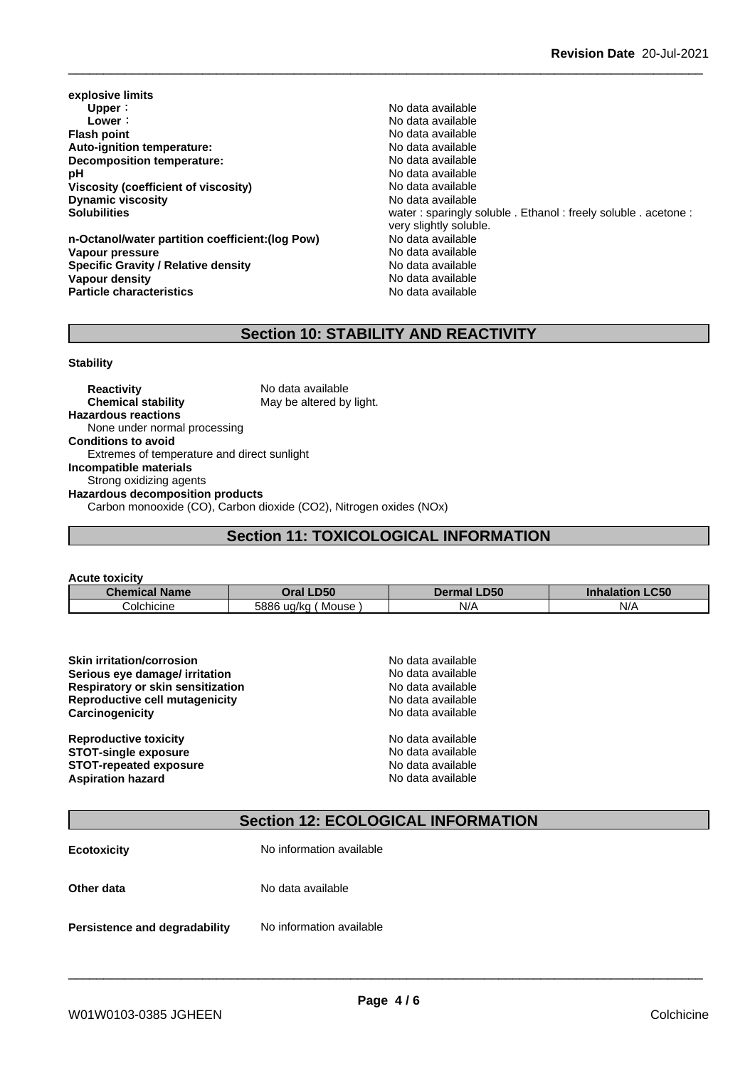**explosive limits**

| | |
|---|---|
| **Upper**： | No data available |
| **Lower**： | No data available |
| **Flash point** | No data available |
| **Auto-ignition temperature:** | No data available |
| **Decomposition temperature:** | No data available |
| **pH** | No data available |
| **Viscosity (coefficient of viscosity)** | No data available |
| **Dynamic viscosity** | No data available |
| **Solubilities** | water : sparingly soluble . Ethanol : freely soluble . acetone : very slightly soluble. |
| **n-Octanol/water partition coefficient:(log Pow)** | No data available |
| **Vapour pressure** | No data available |
| **Specific Gravity / Relative density** | No data available |
| **Vapour density** | No data available |
| **Particle characteristics** | No data available |

## Section 10: STABILITY AND REACTIVITY

**Stability**

**Reactivity** No data available
**Chemical stability** May be altered by light.

**Hazardous reactions**
None under normal processing

**Conditions to avoid**
Extremes of temperature and direct sunlight

**Incompatible materials**
Strong oxidizing agents

**Hazardous decomposition products**
Carbon monooxide (CO), Carbon dioxide ($CO_2$), Nitrogen oxides (NOx)

## Section 11: TOXICOLOGICAL INFORMATION

**Acute toxicity**

| Chemical Name | Oral LD50 | Dermal LD50 | Inhalation LC50 |
|---|---|---|---|
| Colchicine | 5886 ug/kg ( Mouse ) | N/A | N/A |

| | |
|---|---|
| **Skin irritation/corrosion** | No data available |
| **Serious eye damage/ irritation** | No data available |
| **Respiratory or skin sensitization** | No data available |
| **Reproductive cell mutagenicity** | No data available |
| **Carcinogenicity** | No data available |
| **Reproductive toxicity** | No data available |
| **STOT-single exposure** | No data available |
| **STOT-repeated exposure** | No data available |
| **Aspiration hazard** | No data available |

## Section 12: ECOLOGICAL INFORMATION

**Ecotoxicity** No information available

**Other data** No data available

**Persistence and degradability** No information available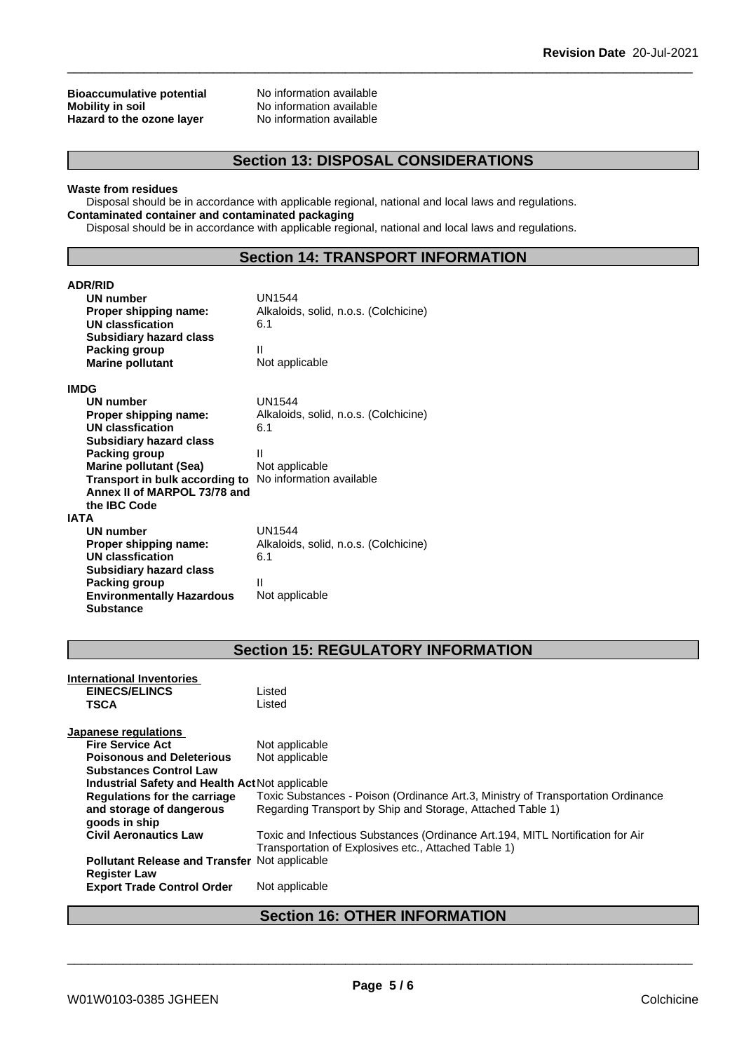| | |
|---|---|
| **Bioaccumulative potential** | No information available |
| **Mobility in soil** | No information available |
| **Hazard to the ozone layer** | No information available |

## Section 13: DISPOSAL CONSIDERATIONS

**Waste from residues**

Disposal should be in accordance with applicable regional, national and local laws and regulations.

**Contaminated container and contaminated packaging**

Disposal should be in accordance with applicable regional, national and local laws and regulations.

## Section 14: TRANSPORT INFORMATION

**ADR/RID**

| | |
|---|---|
| **UN number** | UN1544 |
| **Proper shipping name:** | Alkaloids, solid, n.o.s. (Colchicine) |
| **UN classfication** | 6.1 |
| **Subsidiary hazard class** | |
| **Packing group** | II |
| **Marine pollutant** | Not applicable |

**IMDG**

| | |
|---|---|
| **UN number** | UN1544 |
| **Proper shipping name:** | Alkaloids, solid, n.o.s. (Colchicine) |
| **UN classfication** | 6.1 |
| **Subsidiary hazard class** | |
| **Packing group** | II |
| **Marine pollutant (Sea)** | Not applicable |
| **Transport in bulk according to Annex II of MARPOL 73/78 and the IBC Code** | No information available |

**IATA**

| | |
|---|---|
| **UN number** | UN1544 |
| **Proper shipping name:** | Alkaloids, solid, n.o.s. (Colchicine) |
| **UN classfication** | 6.1 |
| **Subsidiary hazard class** | |
| **Packing group** | II |
| **Environmentally Hazardous Substance** | Not applicable |

## Section 15: REGULATORY INFORMATION

**International Inventories**

| | |
|---|---|
| **EINECS/ELINCS** | Listed |
| **TSCA** | Listed |

**Japanese regulations**

| | |
|---|---|
| **Fire Service Act** | Not applicable |
| **Poisonous and Deleterious Substances Control Law** | Not applicable |
| **Industrial Safety and Health Act** | Not applicable |
| **Regulations for the carriage and storage of dangerous goods in ship** | Toxic Substances - Poison (Ordinance Art.3, Ministry of Transportation Ordinance Regarding Transport by Ship and Storage, Attached Table 1) |
| **Civil Aeronautics Law** | Toxic and Infectious Substances (Ordinance Art.194, MITL Nortification for Air Transportation of Explosives etc., Attached Table 1) |
| **Pollutant Release and Transfer Register Law** | Not applicable |
| **Export Trade Control Order** | Not applicable |

## Section 16: OTHER INFORMATION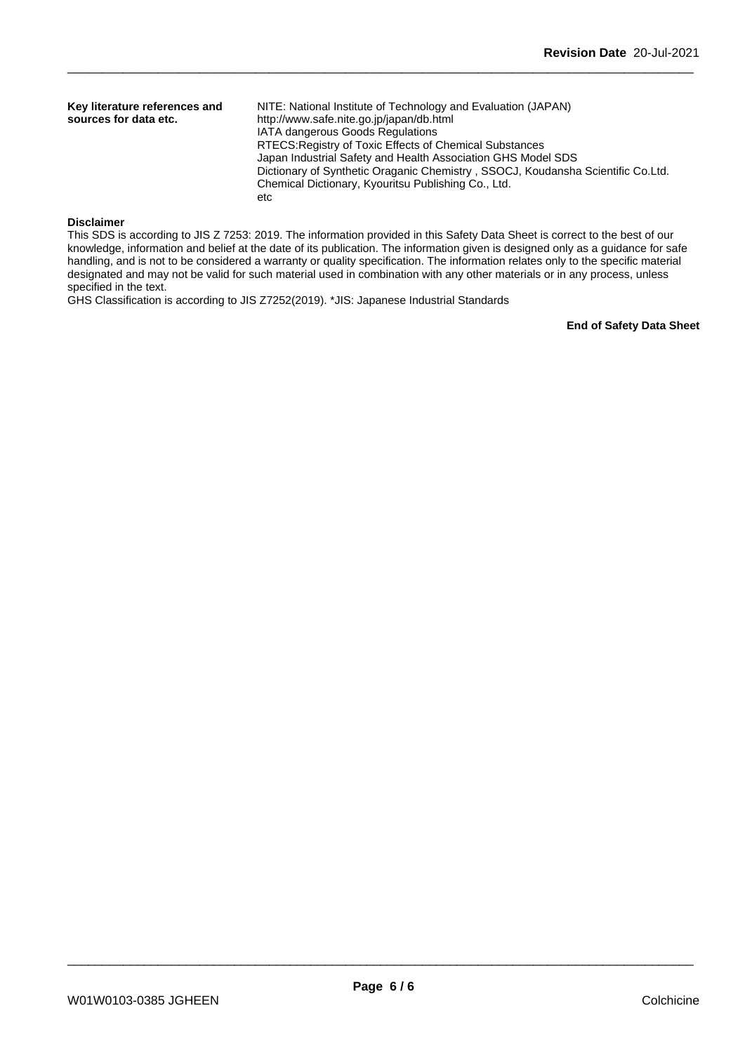**Key literature references and sources for data etc.**

NITE: National Institute of Technology and Evaluation (JAPAN)
http://www.safe.nite.go.jp/japan/db.html
IATA dangerous Goods Regulations
RTECS:Registry of Toxic Effects of Chemical Substances
Japan Industrial Safety and Health Association GHS Model SDS
Dictionary of Synthetic Oraganic Chemistry , SSOCJ, Koudansha Scientific Co.Ltd.
Chemical Dictionary, Kyouritsu Publishing Co., Ltd.
etc

**Disclaimer**

This SDS is according to JIS Z 7253: 2019. The information provided in this Safety Data Sheet is correct to the best of our knowledge, information and belief at the date of its publication. The information given is designed only as a guidance for safe handling, and is not to be considered a warranty or quality specification. The information relates only to the specific material designated and may not be valid for such material used in combination with any other materials or in any process, unless specified in the text.

GHS Classification is according to JIS Z7252(2019). *JIS: Japanese Industrial Standards

**End of Safety Data Sheet**